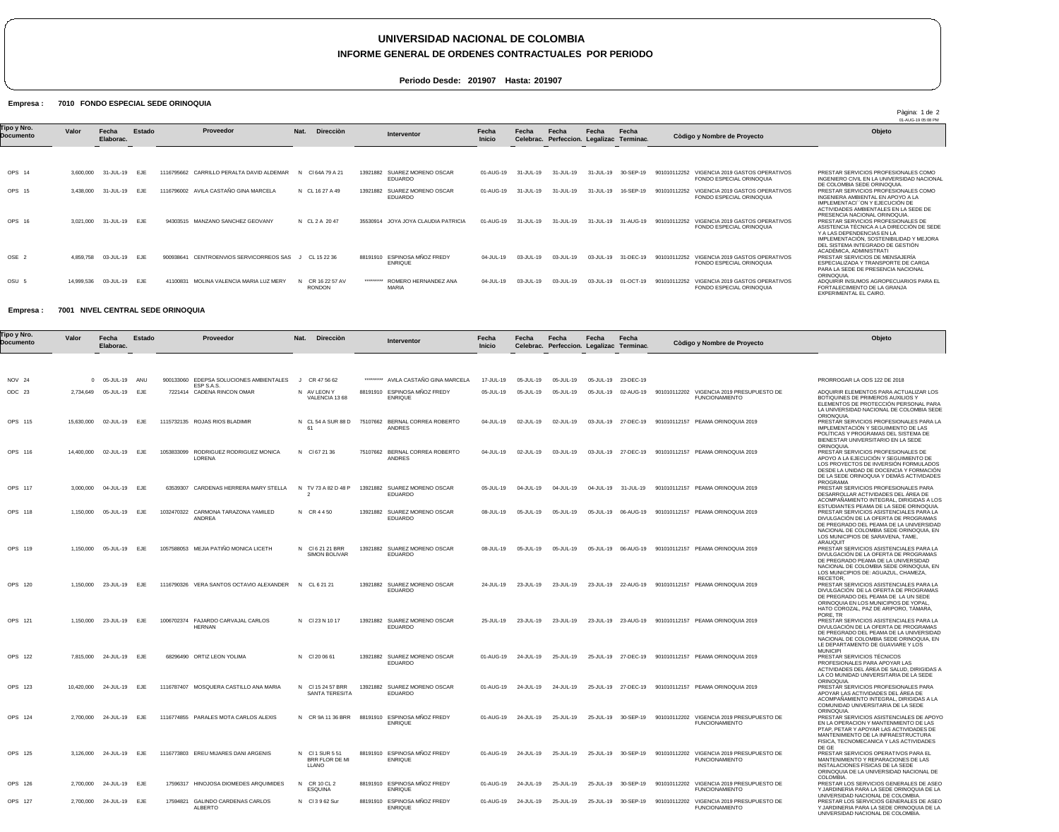# UNIVERSIDAD NACIONAL DE COLOMBIA

## INFORME GENERAL DE ORDENES CONTRACTUALES POR PERIODO

**Periodo Desde: 201907 Hasta: 201907**

**Empresa : 7010 FONDO ESPECIAL SEDE ORINOQUIA**

01-AUG-19 05:08 PM

| Tipo y Nro. Documento | Valor | Fecha Elaborac. | Estado | Proveedor | Nat. | Dirección | Interventor | Fecha Inicio | Fecha Celebrac. | Fecha Perfeccion. | Fecha Legalizac | Fecha Terminac. | Còdigo y Nombre de Proyecto | Objeto |
|---|---|---|---|---|---|---|---|---|---|---|---|---|---|---|
| OPS 14 | 3,600,000 | 31-JUL-19 | EJE | 1116795662 CARRILLO PERALTA DAVID ALDEMAR | N | Cl 64A 79 A 21 | 13921882 SUAREZ MORENO OSCAR EDUARDO | 01-AUG-19 | 31-JUL-19 | 31-JUL-19 | 31-JUL-19 | 30-SEP-19 | 901010112252 VIGENCIA 2019 GASTOS OPERATIVOS FONDO ESPECIAL ORINOQUIA | PRESTAR SERVICIOS PROFESIONALES COMO INGENIERO CIVIL EN LA UNIVERSIDAD NACIONAL DE COLOMBIA SEDE ORINOQUIA. |
| OPS 15 | 3,438,000 | 31-JUL-19 | EJE | 1116796002 AVILA CASTAÑO GINA MARCELA | N | CL 16 27 A 49 | 13921882 SUAREZ MORENO OSCAR EDUARDO | 01-AUG-19 | 31-JUL-19 | 31-JUL-19 | 31-JUL-19 | 16-SEP-19 | 901010112252 VIGENCIA 2019 GASTOS OPERATIVOS FONDO ESPECIAL ORINOQUIA | PRESTAR SERVICIOS PROFESIONALES COMO INGENIERA AMBIENTAL EN APOYO A LA IMPLEMENTACI´ON Y EJECUCIÓN DE ACTIVIDADES AMBIENTALES EN LA SEDE DE PRESENCIA NACIONAL ORINOQUIA. |
| OPS 16 | 3,021,000 | 31-JUL-19 | EJE | 94303515 MANZANO SANCHEZ GEOVANY | N | CL 2 A 20 47 | 35530914 JOYA JOYA CLAUDIA PATRICIA | 01-AUG-19 | 31-JUL-19 | 31-JUL-19 | 31-JUL-19 | 31-AUG-19 | 901010112252 VIGENCIA 2019 GASTOS OPERATIVOS FONDO ESPECIAL ORINOQUIA | PRESTAR SERVICIOS PROFESIONALES DE ASISTENCIA TÉCNICA A LA DIRECCIÓN DE SEDE Y A LAS DEPENDENCIAS EN LA IMPLEMENTACIÓN, SOSTENIBILIDAD Y MEJORA DEL SISTEMA INTEGRADO DE GESTIÓN ACADÉMICA, ADMINISTRATI |
| OSE 2 | 4,859,758 | 03-JUL-19 | EJE | 900938641 CENTROENVIOS SERVICORREOS SAS | J | CL 15 22 36 | 88191910 ESPINOSA MÑOZ FREDY ENRIQUE | 04-JUL-19 | 03-JUL-19 | 03-JUL-19 | 03-JUL-19 | 31-DEC-19 | 901010112252 VIGENCIA 2019 GASTOS OPERATIVOS FONDO ESPECIAL ORINOQUIA | PRESTAR SERVICIOS DE MENSAJERÍA ESPECIALIZADA Y TRANSPORTE DE CARGA PARA LA SEDE DE PRESENCIA NACIONAL ORINOQUIA. |
| OSU 5 | 14,999,536 | 03-JUL-19 | EJE | 41100831 MOLINA VALENCIA MARIA LUZ MERY | N | CR 16 22 57 AV RONDON | ********* ROMERO HERNANDEZ ANA MARIA | 04-JUL-19 | 03-JUL-19 | 03-JUL-19 | 03-JUL-19 | 01-OCT-19 | 901010112252 VIGENCIA 2019 GASTOS OPERATIVOS FONDO ESPECIAL ORINOQUIA | ADQUIRIR INSUMOS AGROPECUARIOS PARA EL FORTALECIMIENTO DE LA GRANJA EXPERIMENTAL EL CAIRO. |

**Empresa : 7001 NIVEL CENTRAL SEDE ORINOQUIA**

| Tipo y Nro. Documento | Valor | Fecha Elaborac. | Estado | Proveedor | Nat. | Dirección | Interventor | Fecha Inicio | Fecha Celebrac. | Fecha Perfeccion. | Fecha Legalizac | Fecha Terminac. | Còdigo y Nombre de Proyecto | Objeto |
|---|---|---|---|---|---|---|---|---|---|---|---|---|---|---|
| NOV 24 | 0 | 05-JUL-19 | ANU | 900133060 EDEPSA SOLUCIONES AMBIENTALES ESP S.A.S. | J | CR 47 56 62 | ********* AVILA CASTAÑO GINA MARCELA | 17-JUL-19 | 05-JUL-19 | 05-JUL-19 | 05-JUL-19 | 23-DEC-19 | | PRORROGAR LA ODS 122 DE 2018 |
| ODC 23 | 2,734,649 | 05-JUL-19 | EJE | 7221414 CADENA RINCON OMAR | N | AV LEON Y VALENCIA 13 68 | 88191910 ESPINOSA MÑOZ FREDY ENRIQUE | 05-JUL-19 | 05-JUL-19 | 05-JUL-19 | 05-JUL-19 | 02-AUG-19 | 901010112202 VIGENCIA 2019 PRESUPUESTO DE FUNCIONAMIENTO | ADQUIRIR ELEMENTOS PARA ACTUALIZAR LOS BOTIQUINES DE PRIMEROS AUXILIOS Y ELEMENTOS DE PROTECCION PERSONAL PARA LA UNIVERSIDAD NACIONAL DE COLOMBIA SEDE ORIONQUIA. |
| OPS 115 | 15,630,000 | 02-JUL-19 | EJE | 1115732135 ROJAS RIOS BLADIMIR | N | CL 54 A SUR 88 D 61 | 75107662 BERNAL CORREA ROBERTO ANDRES | 04-JUL-19 | 02-JUL-19 | 02-JUL-19 | 03-JUL-19 | 27-DEC-19 | 901010112157 PEAMA ORINOQUIA 2019 | PRESTAR SERVICIOS PROFESIONALES PARA LA IMPLEMENTACIÓN Y SEGUIMIENTO DE LAS POLÍTICAS Y PROGRAMAS DEL SISTEMA DE BIENESTAR UNIVERSITARIO EN LA SEDE ORINOQUIA. |
| OPS 116 | 14,400,000 | 02-JUL-19 | EJE | 1053833099 RODRIGUEZ RODRIGUEZ MONICA LORENA | N | Cl 67 21 36 | 75107662 BERNAL CORREA ROBERTO ANDRES | 04-JUL-19 | 02-JUL-19 | 03-JUL-19 | 03-JUL-19 | 27-DEC-19 | 901010112157 PEAMA ORINOQUIA 2019 | PRESTAR SERVICIOS PROFESIONALES DE APOYO A LA EJECUCIÓN Y SEGUIMIENTO DE LOS PROYECTOS DE INVERSIÓN FORMULADOS DESDE LA UNIDAD DE DOCENCIA Y FORMACIÓN DE LA SEDE ORINOQUIA Y DEMÁS ACTIVIDADES PROGRAMA |
| OPS 117 | 3,000,000 | 04-JUL-19 | EJE | 63539307 CARDENAS HERRERA MARY STELLA | N | TV 73 A 82 D 48 P 2 | 13921882 SUAREZ MORENO OSCAR EDUARDO | 05-JUL-19 | 04-JUL-19 | 04-JUL-19 | 04-JUL-19 | 31-JUL-19 | 901010112157 PEAMA ORINOQUIA 2019 | PRESTAR SERVICIOS PROFESIONALES PARA DESARROLLAR ACTIVIDADES DEL ÁREA DE ACOMPAÑAMIENTO INTEGRAL, DIRIGIDAS A LOS ESTUDIANTES PEAMA DE LA SEDE ORINOQUIA. |
| OPS 118 | 1,150,000 | 05-JUL-19 | EJE | 1032470322 CARMONA TARAZONA YAMILED ANDREA | N | CR 4 4 50 | 13921882 SUAREZ MORENO OSCAR EDUARDO | 08-JUL-19 | 05-JUL-19 | 05-JUL-19 | 05-JUL-19 | 06-AUG-19 | 901010112157 PEAMA ORINOQUIA 2019 | PRESTAR SERVICIOS ASISTENCIALES PARA LA DIVULGACIÓN DE LA OFERTA DE PROGRAMAS DE PREGRADO DEL PEAMA DE LA UNIVERSIDAD NACIONAL DE COLOMBIA SEDE ORINOQUIA, EN LOS MUNICIPIOS DE SARAVENA, TAME, ARAUQUIT |
| OPS 119 | 1,150,000 | 05-JUL-19 | EJE | 1057588053 MEJIA PATIÑO MONICA LICETH | N | Cl 6 21 21 BRR SIMON BOLIVAR | 13921882 SUAREZ MORENO OSCAR EDUARDO | 08-JUL-19 | 05-JUL-19 | 05-JUL-19 | 05-JUL-19 | 06-AUG-19 | 901010112157 PEAMA ORINOQUIA 2019 | PRESTAR SERVICIOS ASISTENCIALES PARA LA DIVULGACIÓN DE LA OFERTA DE PROGRAMAS DE PREGRADO PEAMA DE LA UNIVERSIDAD NACIONAL DE COLOMBIA SEDE ORINOQUIA, EN LOS MUNICIPIOS DE: AGUAZUL, CHAMEZA, RECETOR, |
| OPS 120 | 1,150,000 | 23-JUL-19 | EJE | 1116790326 VERA SANTOS OCTAVIO ALEXANDER | N | CL 6 21 21 | 13921882 SUAREZ MORENO OSCAR EDUARDO | 24-JUL-19 | 23-JUL-19 | 23-JUL-19 | 23-JUL-19 | 22-AUG-19 | 901010112157 PEAMA ORINOQUIA 2019 | PRESTAR SERVICIOS ASISTENCIALES PARA LA DIVULGACIÓN DE LA OFERTA DE PROGRAMAS DE PREGRADO DEL PEAMA DE LA UN SEDE ORINOQUIA EN LOS MUNICIPIOS DE YOPAL, HATO COROZAL, PAZ DE ARIPORO, TÁMARA, PORE, TR |
| OPS 121 | 1,150,000 | 23-JUL-19 | EJE | 1006702374 FAJARDO CARVAJAL CARLOS HERNAN | N | Cl 23 N 10 17 | 13921882 SUAREZ MORENO OSCAR EDUARDO | 25-JUL-19 | 23-JUL-19 | 23-JUL-19 | 23-JUL-19 | 23-AUG-19 | 901010112157 PEAMA ORINOQUIA 2019 | PRESTAR SERVICIOS ASISTENCIALES PARA LA DIVULGACIÓN DE LA OFERTA DE PROGRAMAS DE PREGRADO DEL PEAMA DE LA UNIVERSIDAD NACIONAL DE COLOMBIA SEDE ORINOQUIA, EN LE DEPARTAMENTO DE GUAVIARE Y LOS MUNICIPI |
| OPS 122 | 7,815,000 | 24-JUL-19 | EJE | 68296490 ORTIZ LEON YOLIMA | N | Cl 20 06 61 | 13921882 SUAREZ MORENO OSCAR EDUARDO | 01-AUG-19 | 24-JUL-19 | 25-JUL-19 | 25-JUL-19 | 27-DEC-19 | 901010112157 PEAMA ORINOQUIA 2019 | PRESTAR SERVICIOS TÉCNICOS PROFESIONALES PARA APOYAR LAS ACTIVIDADES DEL ÁREA DE SALUD, DIRIGIDAS A LA CO MUNIDAD UNIVERSITARIA DE LA SEDE ORINOQUIA. |
| OPS 123 | 10,420,000 | 24-JUL-19 | EJE | 1116787407 MOSQUERA CASTILLO ANA MARIA | N | Cl 15 24 57 BRR SANTA TERESITA | 13921882 SUAREZ MORENO OSCAR EDUARDO | 01-AUG-19 | 24-JUL-19 | 24-JUL-19 | 25-JUL-19 | 27-DEC-19 | 901010112157 PEAMA ORINOQUIA 2019 | PRESTAR SERVICIOS PROFESIONALES PARA APOYAR LAS ACTIVIDADES DEL ÁREA DE ACOMPAÑAMIENTO INTEGRAL, DIRIGIDAS A LA COMUNIDAD UNIVERSITARIA DE LA SEDE ORINOQUIA. |
| OPS 124 | 2,700,000 | 24-JUL-19 | EJE | 1116774855 PARALES MOTA CARLOS ALEXIS | N | CR 9A 11 36 BRR | 88191910 ESPINOSA MÑOZ FREDY ENRIQUE | 01-AUG-19 | 24-JUL-19 | 25-JUL-19 | 25-JUL-19 | 30-SEP-19 | 901010112202 VIGENCIA 2019 PRESUPUESTO DE FUNCIONAMIENTO | PRESTAR SERVICIOS ASISTENCIALES DE APOYO EN LA OPERACION Y MANTENIMIENTO DE LAS PTAP, PETAR Y APOYAR LAS ACTIVIDADES DE MANTENIMIENTO DE LA INFRAESTRUCTURA FISICA, TECNOMECANICA Y LAS ACTIVIDADES DE GE |
| OPS 125 | 3,126,000 | 24-JUL-19 | EJE | 1116773803 EREU MIJARES DANI ARGENIS | N | Cl 1 SUR 5 51 BRR FLOR DE MI LLANO | 88191910 ESPINOSA MÑOZ FREDY ENRIQUE | 01-AUG-19 | 24-JUL-19 | 25-JUL-19 | 25-JUL-19 | 30-SEP-19 | 901010112202 VIGENCIA 2019 PRESUPUESTO DE FUNCIONAMIENTO | PRESTAR SERVICIOS OPERATIVOS PARA EL MANTENIMIENTO Y REPARACIONES DE LAS INSTALACIONES FÍSICAS DE LA SEDE ORINOQUIA DE LA UNIVERSIDAD NACIONAL DE COLOMBIA. |
| OPS 126 | 2,700,000 | 24-JUL-19 | EJE | 17596317 HINOJOSA DIOMEDES ARQUIMIDES | N | CR 10 CL 2 ESQUINA | 88191910 ESPINOSA MÑOZ FREDY ENRIQUE | 01-AUG-19 | 24-JUL-19 | 25-JUL-19 | 25-JUL-19 | 30-SEP-19 | 901010112202 VIGENCIA 2019 PRESUPUESTO DE FUNCIONAMIENTO | PRESTAR LOS SERVICIOS GENERALES DE ASEO Y JARDINERIA PARA LA SEDE ORINOQUIA DE LA UNIVERSIDAD NACIONAL DE COLOMBIA. |
| OPS 127 | 2,700,000 | 24-JUL-19 | EJE | 17594821 GALINDO CARDENAS CARLOS ALBERTO | N | Cl 3 9 62 Sur | 88191910 ESPINOSA MÑOZ FREDY ENRIQUE | 01-AUG-19 | 24-JUL-19 | 25-JUL-19 | 25-JUL-19 | 30-SEP-19 | 901010112202 VIGENCIA 2019 PRESUPUESTO DE FUNCIONAMIENTO | PRESTAR LOS SERVICIOS GENERALES DE ASEO Y JARDINERIA PARA LA SEDE ORINOQUIA DE LA UNIVERSIDAD NACIONAL DE COLOMBIA. |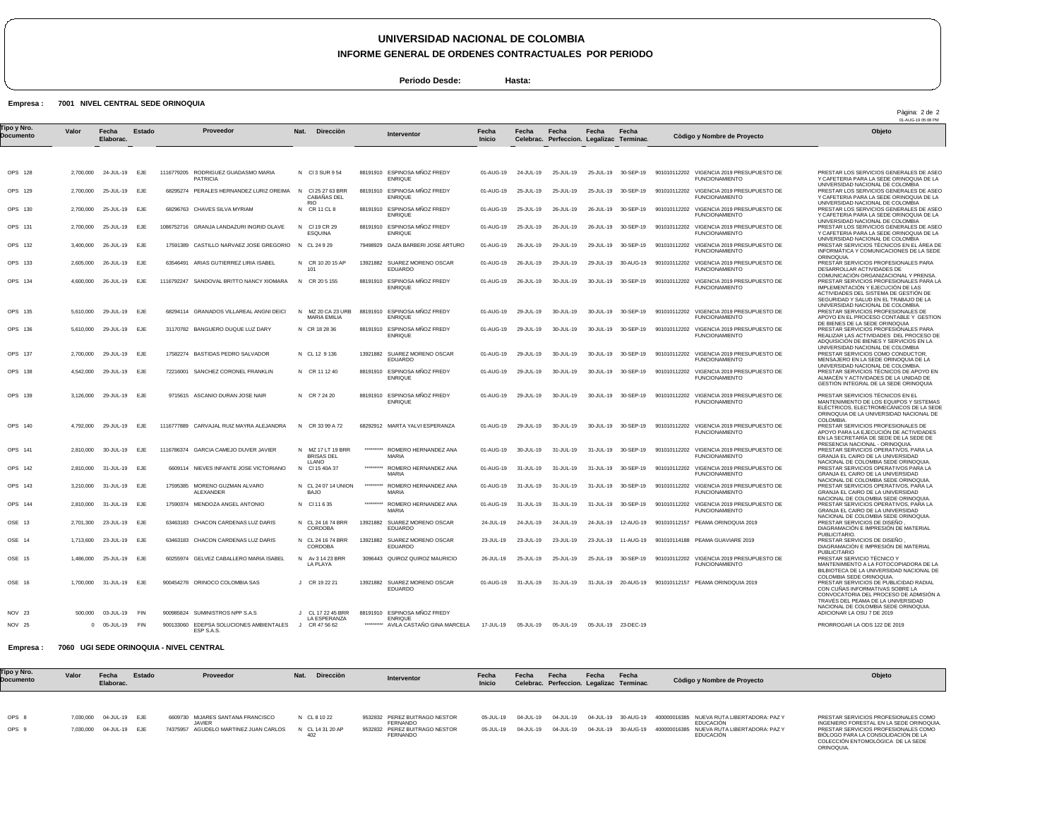# UNIVERSIDAD NACIONAL DE COLOMBIA

## INFORME GENERAL DE ORDENES CONTRACTUALES POR PERIODO

**Periodo Desde:** **Hasta:**

**Empresa : 7001 NIVEL CENTRAL SEDE ORINOQUIA**

Pàgina: 2 de 2
01-AUG-19 05:08 PM

| Tipo y Nro. Documento | Valor | Fecha Elaborac. | Estado | Proveedor | Nat. | Direcciòn | Interventor | Fecha Inicio | Fecha Celebrac. | Fecha Perfeccion. | Fecha Legalizac | Fecha Terminac. | Còdigo y Nombre de Proyecto | Objeto |
|---|---|---|---|---|---|---|---|---|---|---|---|---|---|---|
| OPS 128 | 2,700,000 | 24-JUL-19 | EJE | 1116779205 RODRIGUEZ GUADASMO MARIA PATRICIA | N | Cl 3 SUR 9 54 | 88191910 ESPINOSA MÑOZ FREDY ENRIQUE | 01-AUG-19 | 24-JUL-19 | 25-JUL-19 | 25-JUL-19 | 30-SEP-19 | 901010112202 VIGENCIA 2019 PRESUPUESTO DE FUNCIONAMIENTO | PRESTAR LOS SERVICIOS GENERALES DE ASEO Y CAFETERIA PARA LA SEDE ORINOQUIA DE LA UNIVERSIDAD NACIONAL DE COLOMBIA |
| OPS 129 | 2,700,000 | 25-JUL-19 | EJE | 68295274 PERALES HERNANDEZ LURIZ OREIMA | N | Cl 25 27 63 BRR CABAÑAS DEL RIO | 88191910 ESPINOSA MÑOZ FREDY ENRIQUE | 01-AUG-19 | 25-JUL-19 | 25-JUL-19 | 25-JUL-19 | 30-SEP-19 | 901010112202 VIGENCIA 2019 PRESUPUESTO DE FUNCIONAMIENTO | PRESTAR LOS SERVICIOS GENERALES DE ASEO Y CAFETERIA PARA LA SEDE ORINOQUIA DE LA UNIVERSIDAD NACIONAL DE COLOMBIA |
| OPS 130 | 2,700,000 | 25-JUL-19 | EJE | 68296763 CHAVES SILVA MYRIAM | N | CR 11 CL 8 | 88191910 ESPINOSA MÑOZ FREDY ENRIQUE | 01-AUG-19 | 25-JUL-19 | 26-JUL-19 | 26-JUL-19 | 30-SEP-19 | 901010112202 VIGENCIA 2019 PRESUPUESTO DE FUNCIONAMIENTO | PRESTAR LOS SERVICIOS GENERALES DE ASEO Y CAFETERIA PARA LA SEDE ORINOQUIA DE LA UNIVERSIDAD NACIONAL DE COLOMBIA |
| OPS 131 | 2,700,000 | 25-JUL-19 | EJE | 1086752716 GRANJA LANDAZURI INGRID OLAVE | N | Cl 19 CR 29 ESQUINA | 88191910 ESPINOSA MÑOZ FREDY ENRIQUE | 01-AUG-19 | 25-JUL-19 | 26-JUL-19 | 26-JUL-19 | 30-SEP-19 | 901010112202 VIGENCIA 2019 PRESUPUESTO DE FUNCIONAMIENTO | PRESTAR LOS SERVICIOS GENERALES DE ASEO Y CAFETERIA PARA LA SEDE ORINOQUIA DE LA UNIVERSIDAD NACIONAL DE COLOMBIA |
| OPS 132 | 3,400,000 | 26-JUL-19 | EJE | 17591389 CASTILLO NARVAEZ JOSE GREGORIO | N | CL 24 9 29 | 79498929 DAZA BARBERI JOSE ARTURO | 01-AUG-19 | 26-JUL-19 | 29-JUL-19 | 29-JUL-19 | 30-SEP-19 | 901010112202 VIGENCIA 2019 PRESUPUESTO DE FUNCIONAMIENTO | PRESTAR SERVICIOS TÉCNICOS EN EL ÁREA DE INFORMÁTICA Y COMUNICACIONES DE LA SEDE ORINOQUIA. |
| OPS 133 | 2,605,000 | 26-JUL-19 | EJE | 63546491 ARIAS GUTIERREZ LIRIA ISABEL | N | CR 10 20 15 AP 101 | 13921882 SUAREZ MORENO OSCAR EDUARDO | 01-AUG-19 | 26-JUL-19 | 29-JUL-19 | 29-JUL-19 | 30-AUG-19 | 901010112202 VIGENCIA 2019 PRESUPUESTO DE FUNCIONAMIENTO | PRESTAR SERVICIOS PROFESIONALES PARA DESARROLLAR ACTIVIDADES DE COMUNICACIÓN ORGANIZACIONAL Y PRENSA. |
| OPS 134 | 4,600,000 | 26-JUL-19 | EJE | 1116792247 SANDOVAL BRITTO NANCY XIOMARA | N | CR 20 5 155 | 88191910 ESPINOSA MÑOZ FREDY ENRIQUE | 01-AUG-19 | 26-JUL-19 | 30-JUL-19 | 30-JUL-19 | 30-SEP-19 | 901010112202 VIGENCIA 2019 PRESUPUESTO DE FUNCIONAMIENTO | PRESTAR SERVICIOS PROFESIONALES PARA LA IMPLEMENTACIÓN Y EJECUCIÓN DE LAS ACTIVIDADES DEL SISTEMA DE GESTIÓN DE SEGURIDAD Y SALUD EN EL TRABAJO DE LA UNIVERSIDAD NACIONAL DE COLOMBIA. |
| OPS 135 | 5,610,000 | 29-JUL-19 | EJE | 68294114 GRANADOS VILLAREAL ANGNI DEICI | N | MZ 20 CA 23 URB MARIA EMILIA | 88191910 ESPINOSA MÑOZ FREDY ENRIQUE | 01-AUG-19 | 29-JUL-19 | 30-JUL-19 | 30-JUL-19 | 30-SEP-19 | 901010112202 VIGENCIA 2019 PRESUPUESTO DE FUNCIONAMIENTO | PRESTAR SERVICIOS PROFESIONALES DE APOYO EN EL PROCESO CONTABLE Y GESTION DE BIENES DE LA SEDE ORINOQUIA |
| OPS 136 | 5,610,000 | 29-JUL-19 | EJE | 31170782 BANGUERO DUQUE LUZ DARY | N | CR 18 28 36 | 88191910 ESPINOSA MÑOZ FREDY ENRIQUE | 01-AUG-19 | 29-JUL-19 | 30-JUL-19 | 30-JUL-19 | 30-SEP-19 | 901010112202 VIGENCIA 2019 PRESUPUESTO DE FUNCIONAMIENTO | PRESTAR SERVICIOS PROFESIONALES PARA REALIZAR LAS ACTIVIDADES DEL PROCESO DE ADQUISICIÓN DE BIENES Y SERVICIOS EN LA UNIVERSIDAD NACIONAL DE COLOMBIA |
| OPS 137 | 2,700,000 | 29-JUL-19 | EJE | 17582274 BASTIDAS PEDRO SALVADOR | N | CL 12 9 136 | 13921882 SUAREZ MORENO OSCAR EDUARDO | 01-AUG-19 | 29-JUL-19 | 30-JUL-19 | 30-JUL-19 | 30-SEP-19 | 901010112202 VIGENCIA 2019 PRESUPUESTO DE FUNCIONAMIENTO | PRESTAR SERVICIOS COMO CONDUCTOR, MENSAJERO EN LA SEDE ORINOQUIA DE LA UNIVERSIDAD NACIONAL DE COLOMBIA. |
| OPS 138 | 4,542,000 | 29-JUL-19 | EJE | 72216001 SANCHEZ CORONEL FRANKLIN | N | CR 11 12 40 | 88191910 ESPINOSA MÑOZ FREDY ENRIQUE | 01-AUG-19 | 29-JUL-19 | 30-JUL-19 | 30-JUL-19 | 30-SEP-19 | 901010112202 VIGENCIA 2019 PRESUPUESTO DE FUNCIONAMIENTO | PRESTAR SERVICIOS TÉCNICOS DE APOYO EN ALMACÉN Y ACTIVIDADES DE LA UNIDAD DE GESTIÓN INTEGRAL DE LA SEDE ORINOQUIA |
| OPS 139 | 3,126,000 | 29-JUL-19 | EJE | 9715615 ASCANIO DURAN JOSE NAIR | N | CR 7 24 20 | 88191910 ESPINOSA MÑOZ FREDY ENRIQUE | 01-AUG-19 | 29-JUL-19 | 30-JUL-19 | 30-JUL-19 | 30-SEP-19 | 901010112202 VIGENCIA 2019 PRESUPUESTO DE FUNCIONAMIENTO | PRESTAR SERVICIOS TÉCNICOS EN EL MANTENIMIENTO DE LOS EQUIPOS Y SISTEMAS ELÉCTRICOS, ELECTROMECÁNICOS DE LA SEDE ORINOQUIA DE LA UNIVERSIDAD NACIONAL DE COLOMBIA. |
| OPS 140 | 4,792,000 | 29-JUL-19 | EJE | 1116777889 CARVAJAL RUIZ MAYRA ALEJANDRA | N | CR 33 99 A 72 | 68292912 MARTA YALVI ESPERANZA | 01-AUG-19 | 29-JUL-19 | 30-JUL-19 | 30-JUL-19 | 30-SEP-19 | 901010112202 VIGENCIA 2019 PRESUPUESTO DE FUNCIONAMIENTO | PRESTAR SERVICIOS PROFESIONALES DE APOYO PARA LA EJECUCIÓN DE ACTIVIDADES EN LA SECRETARÍA DE SEDE DE LA SEDE DE PRESENCIA NACIONAL - ORINOQUIA. |
| OPS 141 | 2,810,000 | 30-JUL-19 | EJE | 1116786374 GARCIA CAMEJO DUVER JAVIER | N | MZ 17 LT 19 BRR BRISAS DEL LLANO | ********* ROMERO HERNANDEZ ANA MARIA | 01-AUG-19 | 30-JUL-19 | 31-JUL-19 | 31-JUL-19 | 30-SEP-19 | 901010112202 VIGENCIA 2019 PRESUPUESTO DE FUNCIONAMIENTO | PRESTAR SERVICIOS OPERATIVOS, PARA LA GRANJA EL CAIRO DE LA UNIVERSIDAD NACIONAL DE COLOMBIA SEDE ORINOQUIA. |
| OPS 142 | 2,810,000 | 31-JUL-19 | EJE | 6609114 NIEVES INFANTE JOSE VICTORIANO | N | Cl 15 40A 37 | ********* ROMERO HERNANDEZ ANA MARIA | 01-AUG-19 | 31-JUL-19 | 31-JUL-19 | 31-JUL-19 | 30-SEP-19 | 901010112202 VIGENCIA 2019 PRESUPUESTO DE FUNCIONAMIENTO | PRESTAR SERVICIOS OPERATIVOS PARA LA GRANJA EL CAIRO DE LA UNIVERSIDAD NACIONAL DE COLOMBIA SEDE ORINOQUIA. |
| OPS 143 | 3,210,000 | 31-JUL-19 | EJE | 17595385 MORENO GUZMAN ALVARO ALEXANDER | N | CL 24 07 14 UNION BAJO | ********* ROMERO HERNANDEZ ANA MARIA | 01-AUG-19 | 31-JUL-19 | 31-JUL-19 | 31-JUL-19 | 30-SEP-19 | 901010112202 VIGENCIA 2019 PRESUPUESTO DE FUNCIONAMIENTO | PRESTAR SERVICIOS OPERATIVOS, PARA LA GRANJA EL CAIRO DE LA UNIVERSIDAD NACIONAL DE COLOMBIA SEDE ORINOQUIA. |
| OPS 144 | 2,810,000 | 31-JUL-19 | EJE | 17590374 MENDOZA ANGEL ANTONIO | N | Cl 11 6 35 | ********* ROMERO HERNANDEZ ANA MARIA | 01-AUG-19 | 31-JUL-19 | 31-JUL-19 | 31-JUL-19 | 30-SEP-19 | 901010112202 VIGENCIA 2019 PRESUPUESTO DE FUNCIONAMIENTO | PRESTAR SERVICIOS OPERATIVOS, PARA LA GRANJA EL CAIRO DE LA UNIVERSIDAD NACIONAL DE COLOMBIA SEDE ORINOQUIA. |
| OSE 13 | 2,701,300 | 23-JUL-19 | EJE | 63463183 CHACON CARDENAS LUZ DARIS | N | CL 24 16 74 BRR CORDOBA | 13921882 SUAREZ MORENO OSCAR EDUARDO | 24-JUL-19 | 24-JUL-19 | 24-JUL-19 | 24-JUL-19 | 12-AUG-19 | 901010112157 PEAMA ORINOQUIA 2019 | PRESTAR SERVICIOS DE DISEÑO , DIAGRAMACIÓN E IMPRESIÓN DE MATERIAL PUBLICITARIO. |
| OSE 14 | 1,713,600 | 23-JUL-19 | EJE | 63463183 CHACON CARDENAS LUZ DARIS | N | CL 24 16 74 BRR CORDOBA | 13921882 SUAREZ MORENO OSCAR EDUARDO | 23-JUL-19 | 23-JUL-19 | 23-JUL-19 | 23-JUL-19 | 11-AUG-19 | 901010114188 PEAMA GUAVIARE 2019 | PRESTAR SERVICIOS DE DISEÑO , DIAGRAMACIÓN E IMPRESIÓN DE MATERIAL PUBLICITARIO |
| OSE 15 | 1,486,000 | 25-JUL-19 | EJE | 60255974 GELVEZ CABALLERO MARIA ISABEL | N | Av 3 14 23 BRR LA PLAYA | 3096443 QUIROZ QUIROZ MAURICIO | 26-JUL-19 | 25-JUL-19 | 25-JUL-19 | 25-JUL-19 | 30-SEP-19 | 901010112202 VIGENCIA 2019 PRESUPUESTO DE FUNCIONAMIENTO | PRESTAR SERVICIO TÉCNICO Y MANTENIMIENTO A LA FOTOCOPIADORA DE LA BILBIOTECA DE LA UNIVERSIDAD NACIONAL DE COLOMBIA SEDE ORINOQUIA. |
| OSE 16 | 1,700,000 | 31-JUL-19 | EJE | 900454278 ORINOCO COLOMBIA SAS | J | CR 19 22 21 | 13921882 SUAREZ MORENO OSCAR EDUARDO | 01-AUG-19 | 31-JUL-19 | 31-JUL-19 | 31-JUL-19 | 20-AUG-19 | 901010112157 PEAMA ORINOQUIA 2019 | PRESTAR SERVICIOS DE PUBLICIDAD RADIAL CON CUÑAS INFORMATIVAS SOBRE LA CONVOCATORIA DEL PROCESO DE ADMISIÓN A TRAVÉS DEL PEAMA DE LA UNIVERSIDAD NACIONAL DE COLOMBIA SEDE ORINOQUIA. |
| NOV 23 | 500,000 | 03-JUL-19 | FIN | 900985824 SUMINISTROS NPP S.A.S | J | CL 17 22 45 BRR LA ESPERANZA | 88191910 ESPINOSA MÑOZ FREDY ENRIQUE | | | | | | | ADICIONAR LA OSU 7 DE 2019 |
| NOV 25 | 0 | 05-JUL-19 | FIN | 900133060 EDEPSA SOLUCIONES AMBIENTALES ESP S.A.S. | J | CR 47 56 62 | ********* AVILA CASTAÑO GINA MARCELA | 17-JUL-19 | 05-JUL-19 | 05-JUL-19 | 05-JUL-19 | 23-DEC-19 | | PRORROGAR LA ODS 122 DE 2019 |

**Empresa : 7060 UGI SEDE ORINOQUIA - NIVEL CENTRAL**

| Tipo y Nro. Documento | Valor | Fecha Elaborac. | Estado | Proveedor | Nat. | Direcciòn | Interventor | Fecha Inicio | Fecha Celebrac. | Fecha Perfeccion. | Fecha Legalizac | Fecha Terminac. | Còdigo y Nombre de Proyecto | Objeto |
|---|---|---|---|---|---|---|---|---|---|---|---|---|---|---|
| OPS 8 | 7,030,000 | 04-JUL-19 | EJE | 6609730 MIJARES SANTANA FRANCISCO JAVIER | N | CL 8 10 22 | 9532832 PEREZ BUITRAGO NESTOR FERNANDO | 05-JUL-19 | 04-JUL-19 | 04-JUL-19 | 04-JUL-19 | 30-AUG-19 | 400000016385 NUEVA RUTA LIBERTADORA: PAZ Y EDUCACIÓN | PRESTAR SERVICIOS PROFESIONALES COMO INGENIERO FORESTAL EN LA SEDE ORINOQUIA. |
| OPS 9 | 7,030,000 | 04-JUL-19 | EJE | 74375957 AGUDELO MARTINEZ JUAN CARLOS | N | CL 14 31 20 AP 402 | 9532832 PEREZ BUITRAGO NESTOR FERNANDO | 05-JUL-19 | 04-JUL-19 | 04-JUL-19 | 04-JUL-19 | 30-AUG-19 | 400000016385 NUEVA RUTA LIBERTADORA: PAZ Y EDUCACIÓN | PRESTAR SERVICIOS PROFESIONALES COMO BIÓLOGO PARA LA CONSOLIDACIÓN DE LA COLECCIÓN ENTOMOLÓGICA DE LA SEDE ORINOQUIA. |